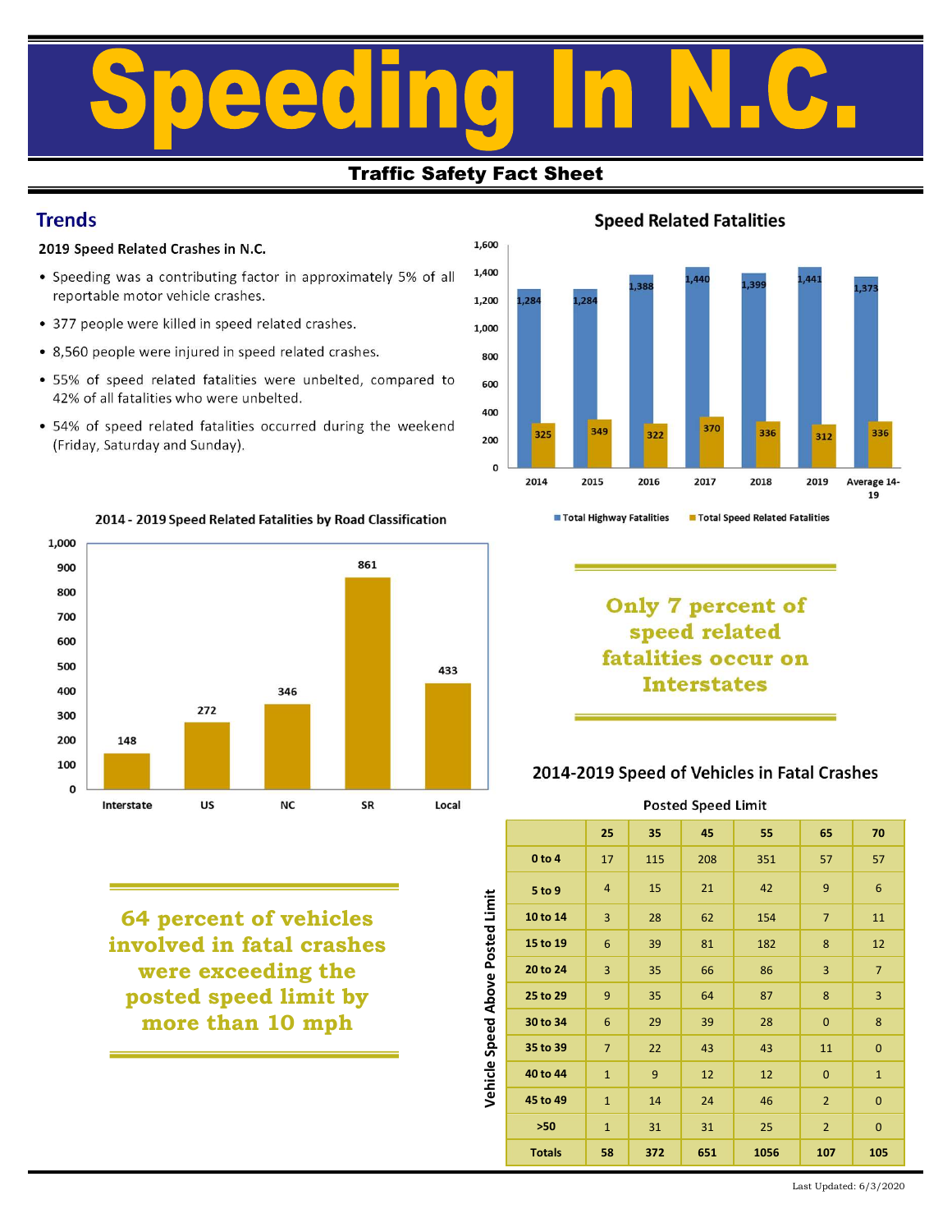# Speeding In N.C.

**Traffic Safety Fact Sheet**

## Trends

**2019 Speed Related Crashes in N.C.**

- Speeding was a contributing factor in approximately 5% of all reportable motor vehicle crashes.
- 377 people were killed in speed related crashes.
- 8,560 people were injured in speed related crashes.
- 55% of speed related fatalities were unbelted, compared to 42% of all fatalities who were unbelted.
- 54% of speed related fatalities occurred during the weekend (Friday, Saturday and Sunday).

### Speed Related Fatalities

| | 2014 | 2015 | 2016 | 2017 | 2018 | 2019 | Average 14-19 |
|---|---|---|---|---|---|---|---|
| Total Highway Fatalities | 1,284 | 1,284 | 1,388 | 1,440 | 1,399 | 1,441 | 1,373 |
| Total Speed Related Fatalities | 325 | 349 | 322 | 370 | 336 | 312 | 336 |

### 2014 - 2019 Speed Related Fatalities by Road Classification

| Interstate | US | NC | SR | Local |
|---|---|---|---|---|
| 148 | 272 | 346 | 861 | 433 |

**Only 7 percent of speed related fatalities occur on Interstates**

**64 percent of vehicles involved in fatal crashes were exceeding the posted speed limit by more than 10 mph**

### 2014-2019 Speed of Vehicles in Fatal Crashes

| Vehicle Speed Above Posted Limit | Posted Speed Limit 25 | 35 | 45 | 55 | 65 | 70 |
|---|---|---|---|---|---|---|
| 0 to 4 | 17 | 115 | 208 | 351 | 57 | 57 |
| 5 to 9 | 4 | 15 | 21 | 42 | 9 | 6 |
| 10 to 14 | 3 | 28 | 62 | 154 | 7 | 11 |
| 15 to 19 | 6 | 39 | 81 | 182 | 8 | 12 |
| 20 to 24 | 3 | 35 | 66 | 86 | 3 | 7 |
| 25 to 29 | 9 | 35 | 64 | 87 | 8 | 3 |
| 30 to 34 | 6 | 29 | 39 | 28 | 0 | 8 |
| 35 to 39 | 7 | 22 | 43 | 43 | 11 | 0 |
| 40 to 44 | 1 | 9 | 12 | 12 | 0 | 1 |
| 45 to 49 | 1 | 14 | 24 | 46 | 2 | 0 |
| >50 | 1 | 31 | 31 | 25 | 2 | 0 |
| Totals | 58 | 372 | 651 | 1056 | 107 | 105 |

Last Updated: 6/3/2020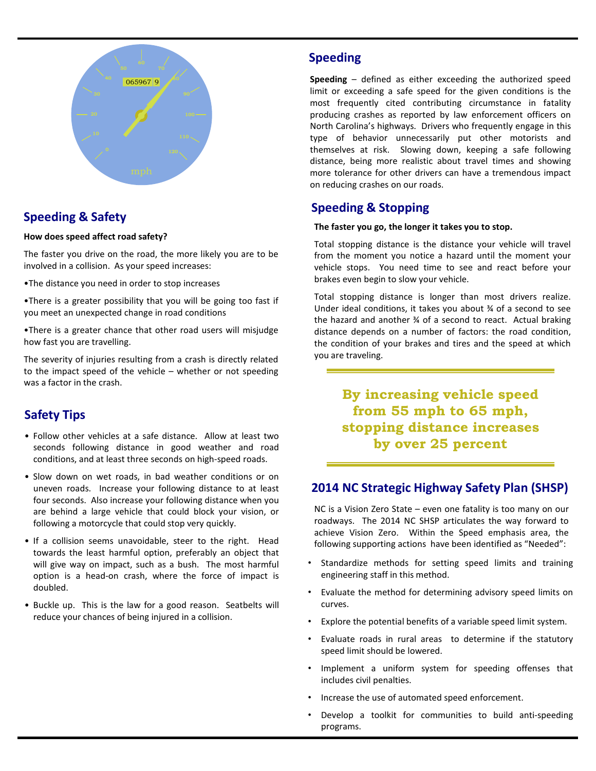## Speeding & Safety

**How does speed affect road safety?**

The faster you drive on the road, the more likely you are to be involved in a collision. As your speed increases:

- The distance you need in order to stop increases
- There is a greater possibility that you will be going too fast if you meet an unexpected change in road conditions
- There is a greater chance that other road users will misjudge how fast you are travelling.

The severity of injuries resulting from a crash is directly related to the impact speed of the vehicle – whether or not speeding was a factor in the crash.

## Safety Tips

- Follow other vehicles at a safe distance. Allow at least two seconds following distance in good weather and road conditions, and at least three seconds on high-speed roads.
- Slow down on wet roads, in bad weather conditions or on uneven roads. Increase your following distance to at least four seconds. Also increase your following distance when you are behind a large vehicle that could block your vision, or following a motorcycle that could stop very quickly.
- If a collision seems unavoidable, steer to the right. Head towards the least harmful option, preferably an object that will give way on impact, such as a bush. The most harmful option is a head-on crash, where the force of impact is doubled.
- Buckle up. This is the law for a good reason. Seatbelts will reduce your chances of being injured in a collision.

## Speeding

**Speeding** – defined as either exceeding the authorized speed limit or exceeding a safe speed for the given conditions is the most frequently cited contributing circumstance in fatality producing crashes as reported by law enforcement officers on North Carolina's highways. Drivers who frequently engage in this type of behavior unnecessarily put other motorists and themselves at risk. Slowing down, keeping a safe following distance, being more realistic about travel times and showing more tolerance for other drivers can have a tremendous impact on reducing crashes on our roads.

## Speeding & Stopping

**The faster you go, the longer it takes you to stop.**

Total stopping distance is the distance your vehicle will travel from the moment you notice a hazard until the moment your vehicle stops. You need time to see and react before your brakes even begin to slow your vehicle.

Total stopping distance is longer than most drivers realize. Under ideal conditions, it takes you about ¾ of a second to see the hazard and another ¾ of a second to react. Actual braking distance depends on a number of factors: the road condition, the condition of your brakes and tires and the speed at which you are traveling.

**By increasing vehicle speed from 55 mph to 65 mph, stopping distance increases by over 25 percent**

## 2014 NC Strategic Highway Safety Plan (SHSP)

NC is a Vision Zero State – even one fatality is too many on our roadways. The 2014 NC SHSP articulates the way forward to achieve Vision Zero. Within the Speed emphasis area, the following supporting actions have been identified as "Needed":

- Standardize methods for setting speed limits and training engineering staff in this method.
- Evaluate the method for determining advisory speed limits on curves.
- Explore the potential benefits of a variable speed limit system.
- Evaluate roads in rural areas to determine if the statutory speed limit should be lowered.
- Implement a uniform system for speeding offenses that includes civil penalties.
- Increase the use of automated speed enforcement.
- Develop a toolkit for communities to build anti-speeding programs.